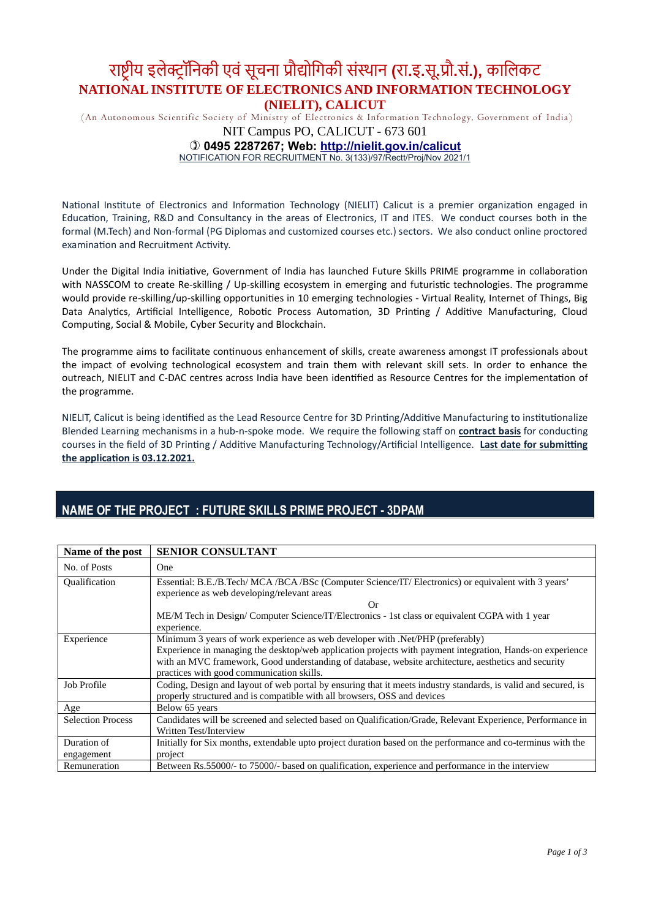# राष्ट्रीय इलेक्ट्रॉनिकी एवं सूचना प्रौद्योगिकी संस्थान (रा.इ.सू.प्रौ.सं.), कालिकट

## NATIONAL INSTITUTE OF ELECTRONICS AND INFORMATION TECHNOLOGY (NIELIT), CALICUT

(An Autonomous Scientific Society of Ministry of Electronics & Information Technology, Government of India)

NIT Campus PO, CALICUT - 673 601

**✆ 0495 2287267; Web: http://nielit.gov.in/calicut**

NOTIFICATION FOR RECRUITMENT No. 3(133)/97/Rectt/Proj/Nov 2021/1

National Institute of Electronics and Information Technology (NIELIT) Calicut is a premier organization engaged in Education, Training, R&D and Consultancy in the areas of Electronics, IT and ITES. We conduct courses both in the formal (M.Tech) and Non-formal (PG Diplomas and customized courses etc.) sectors. We also conduct online proctored examination and Recruitment Activity.

Under the Digital India initiative, Government of India has launched Future Skills PRIME programme in collaboration with NASSCOM to create Re-skilling / Up-skilling ecosystem in emerging and futuristic technologies. The programme would provide re-skilling/up-skilling opportunities in 10 emerging technologies - Virtual Reality, Internet of Things, Big Data Analytics, Artificial Intelligence, Robotic Process Automation, 3D Printing / Additive Manufacturing, Cloud Computing, Social & Mobile, Cyber Security and Blockchain.

The programme aims to facilitate continuous enhancement of skills, create awareness amongst IT professionals about the impact of evolving technological ecosystem and train them with relevant skill sets. In order to enhance the outreach, NIELIT and C-DAC centres across India have been identified as Resource Centres for the implementation of the programme.

NIELIT, Calicut is being identified as the Lead Resource Centre for 3D Printing/Additive Manufacturing to institutionalize Blended Learning mechanisms in a hub-n-spoke mode. We require the following staff on **contract basis** for conducting courses in the field of 3D Printing / Additive Manufacturing Technology/Artificial Intelligence. **Last date for submitting the application is 03.12.2021.**

## NAME OF THE PROJECT : FUTURE SKILLS PRIME PROJECT - 3DPAM

| **Name of the post** | **SENIOR CONSULTANT** |
|---|---|
| No. of Posts | One |
| Qualification | Essential: B.E./B.Tech/ MCA /BCA /BSc (Computer Science/IT/ Electronics) or equivalent with 3 years' experience as web developing/relevant areas<br>Or<br>ME/M Tech in Design/ Computer Science/IT/Electronics - 1st class or equivalent CGPA with 1 year experience. |
| Experience | Minimum 3 years of work experience as web developer with .Net/PHP (preferably)<br>Experience in managing the desktop/web application projects with payment integration, Hands-on experience with an MVC framework, Good understanding of database, website architecture, aesthetics and security practices with good communication skills. |
| Job Profile | Coding, Design and layout of web portal by ensuring that it meets industry standards, is valid and secured, is properly structured and is compatible with all browsers, OSS and devices |
| Age | Below 65 years |
| Selection Process | Candidates will be screened and selected based on Qualification/Grade, Relevant Experience, Performance in Written Test/Interview |
| Duration of engagement | Initially for Six months, extendable upto project duration based on the performance and co-terminus with the project |
| Remuneration | Between Rs.55000/- to 75000/- based on qualification, experience and performance in the interview |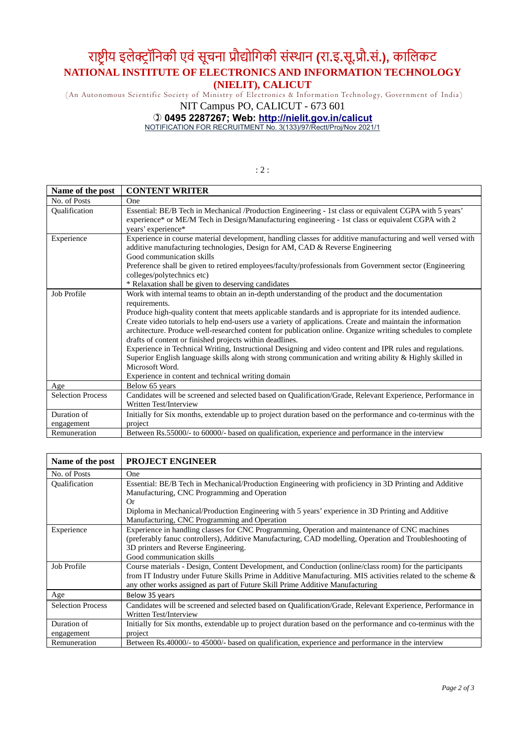# राष्ट्रीय इलेक्ट्रॉनिकी एवं सूचना प्रौद्योगिकी संस्थान (रा.इ.सू.प्रौ.सं.), कालिकट

## NATIONAL INSTITUTE OF ELECTRONICS AND INFORMATION TECHNOLOGY (NIELIT), CALICUT

(An Autonomous Scientific Society of Ministry of Electronics & Information Technology, Government of India)

NIT Campus PO, CALICUT - 673 601

**0495 2287267; Web: http://nielit.gov.in/calicut**

NOTIFICATION FOR RECRUITMENT No. 3(133)/97/Rectt/Proj/Nov 2021/1

: 2 :

| **Name of the post** | **CONTENT WRITER** |
|---|---|
| No. of Posts | One |
| Qualification | Essential: BE/B Tech in Mechanical /Production Engineering - 1st class or equivalent CGPA with 5 years' experience* or ME/M Tech in Design/Manufacturing engineering - 1st class or equivalent CGPA with 2 years' experience* |
| Experience | Experience in course material development, handling classes for additive manufacturing and well versed with additive manufacturing technologies, Design for AM, CAD & Reverse Engineering<br>Good communication skills<br>Preference shall be given to retired employees/faculty/professionals from Government sector (Engineering colleges/polytechnics etc)<br>* Relaxation shall be given to deserving candidates |
| Job Profile | Work with internal teams to obtain an in-depth understanding of the product and the documentation requirements.<br>Produce high-quality content that meets applicable standards and is appropriate for its intended audience. Create video tutorials to help end-users use a variety of applications. Create and maintain the information architecture. Produce well-researched content for publication online. Organize writing schedules to complete drafts of content or finished projects within deadlines.<br>Experience in Technical Writing, Instructional Designing and video content and IPR rules and regulations. Superior English language skills along with strong communication and writing ability & Highly skilled in Microsoft Word.<br>Experience in content and technical writing domain |
| Age | Below 65 years |
| Selection Process | Candidates will be screened and selected based on Qualification/Grade, Relevant Experience, Performance in Written Test/Interview |
| Duration of engagement | Initially for Six months, extendable up to project duration based on the performance and co-terminus with the project |
| Remuneration | Between Rs.55000/- to 60000/- based on qualification, experience and performance in the interview |

| **Name of the post** | **PROJECT ENGINEER** |
|---|---|
| No. of Posts | One |
| Qualification | Essential: BE/B Tech in Mechanical/Production Engineering with proficiency in 3D Printing and Additive Manufacturing, CNC Programming and Operation<br>Or<br>Diploma in Mechanical/Production Engineering with 5 years' experience in 3D Printing and Additive Manufacturing, CNC Programming and Operation |
| Experience | Experience in handling classes for CNC Programming, Operation and maintenance of CNC machines (preferably fanuc controllers), Additive Manufacturing, CAD modelling, Operation and Troubleshooting of 3D printers and Reverse Engineering.<br>Good communication skills |
| Job Profile | Course materials - Design, Content Development, and Conduction (online/class room) for the participants from IT Industry under Future Skills Prime in Additive Manufacturing. MIS activities related to the scheme & any other works assigned as part of Future Skill Prime Additive Manufacturing |
| Age | Below 35 years |
| Selection Process | Candidates will be screened and selected based on Qualification/Grade, Relevant Experience, Performance in Written Test/Interview |
| Duration of engagement | Initially for Six months, extendable up to project duration based on the performance and co-terminus with the project |
| Remuneration | Between Rs.40000/- to 45000/- based on qualification, experience and performance in the interview |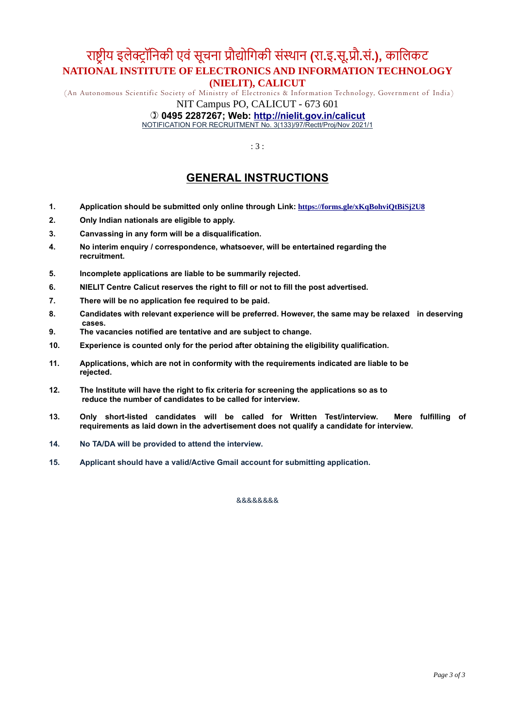राष्ट्रीय इलेक्ट्रॉनिकी एवं सूचना प्रौद्योगिकी संस्थान (रा.इ.सू.प्रौ.सं.), कालिकट

**NATIONAL INSTITUTE OF ELECTRONICS AND INFORMATION TECHNOLOGY (NIELIT), CALICUT**

(An Autonomous Scientific Society of Ministry of Electronics & Information Technology, Government of India)

NIT Campus PO, CALICUT - 673 601

**0495 2287267; Web: http://nielit.gov.in/calicut**

NOTIFICATION FOR RECRUITMENT No. 3(133)/97/Rectt/Proj/Nov 2021/1

## GENERAL INSTRUCTIONS

1. **Application should be submitted only online through Link: https://forms.gle/xKqBohviQtBiSj2U8**
2. **Only Indian nationals are eligible to apply.**
3. **Canvassing in any form will be a disqualification.**
4. **No interim enquiry / correspondence, whatsoever, will be entertained regarding the recruitment.**
5. **Incomplete applications are liable to be summarily rejected.**
6. **NIELIT Centre Calicut reserves the right to fill or not to fill the post advertised.**
7. **There will be no application fee required to be paid.**
8. **Candidates with relevant experience will be preferred. However, the same may be relaxed in deserving cases.**
9. **The vacancies notified are tentative and are subject to change.**
10. **Experience is counted only for the period after obtaining the eligibility qualification.**
11. **Applications, which are not in conformity with the requirements indicated are liable to be rejected.**
12. **The Institute will have the right to fix criteria for screening the applications so as to reduce the number of candidates to be called for interview.**
13. **Only short-listed candidates will be called for Written Test/interview. Mere fulfilling of requirements as laid down in the advertisement does not qualify a candidate for interview.**
14. **No TA/DA will be provided to attend the interview.**
15. **Applicant should have a valid/Active Gmail account for submitting application.**

&&&&&&&&